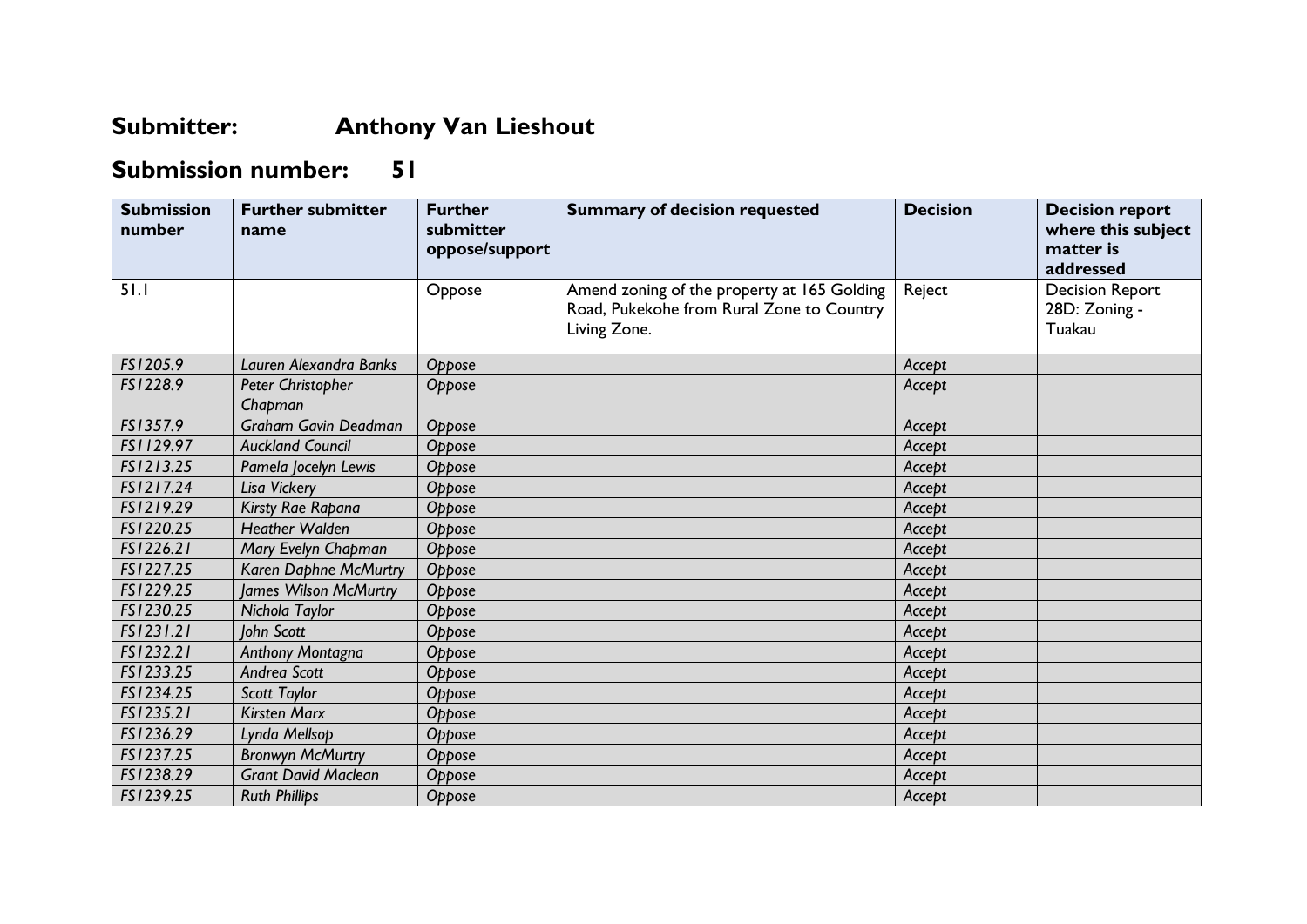# Submitter: Anthony Van Lieshout

# Submission number: 51

| Submission number | Further submitter name | Further submitter oppose/support | Summary of decision requested | Decision | Decision report where this subject matter is addressed |
|---|---|---|---|---|---|
| 51.1 | | Oppose | Amend zoning of the property at 165 Golding Road, Pukekohe from Rural Zone to Country Living Zone. | Reject | Decision Report 28D: Zoning - Tuakau |
| *FS1205.9* | *Lauren Alexandra Banks* | *Oppose* | | *Accept* | |
| *FS1228.9* | *Peter Christopher Chapman* | *Oppose* | | *Accept* | |
| *FS1357.9* | *Graham Gavin Deadman* | *Oppose* | | *Accept* | |
| *FS1129.97* | *Auckland Council* | *Oppose* | | *Accept* | |
| *FS1213.25* | *Pamela Jocelyn Lewis* | *Oppose* | | *Accept* | |
| *FS1217.24* | *Lisa Vickery* | *Oppose* | | *Accept* | |
| *FS1219.29* | *Kirsty Rae Rapana* | *Oppose* | | *Accept* | |
| *FS1220.25* | *Heather Walden* | *Oppose* | | *Accept* | |
| *FS1226.21* | *Mary Evelyn Chapman* | *Oppose* | | *Accept* | |
| *FS1227.25* | *Karen Daphne McMurtry* | *Oppose* | | *Accept* | |
| *FS1229.25* | *James Wilson McMurtry* | *Oppose* | | *Accept* | |
| *FS1230.25* | *Nichola Taylor* | *Oppose* | | *Accept* | |
| *FS1231.21* | *John Scott* | *Oppose* | | *Accept* | |
| *FS1232.21* | *Anthony Montagna* | *Oppose* | | *Accept* | |
| *FS1233.25* | *Andrea Scott* | *Oppose* | | *Accept* | |
| *FS1234.25* | *Scott Taylor* | *Oppose* | | *Accept* | |
| *FS1235.21* | *Kirsten Marx* | *Oppose* | | *Accept* | |
| *FS1236.29* | *Lynda Mellsop* | *Oppose* | | *Accept* | |
| *FS1237.25* | *Bronwyn McMurtry* | *Oppose* | | *Accept* | |
| *FS1238.29* | *Grant David Maclean* | *Oppose* | | *Accept* | |
| *FS1239.25* | *Ruth Phillips* | *Oppose* | | *Accept* | |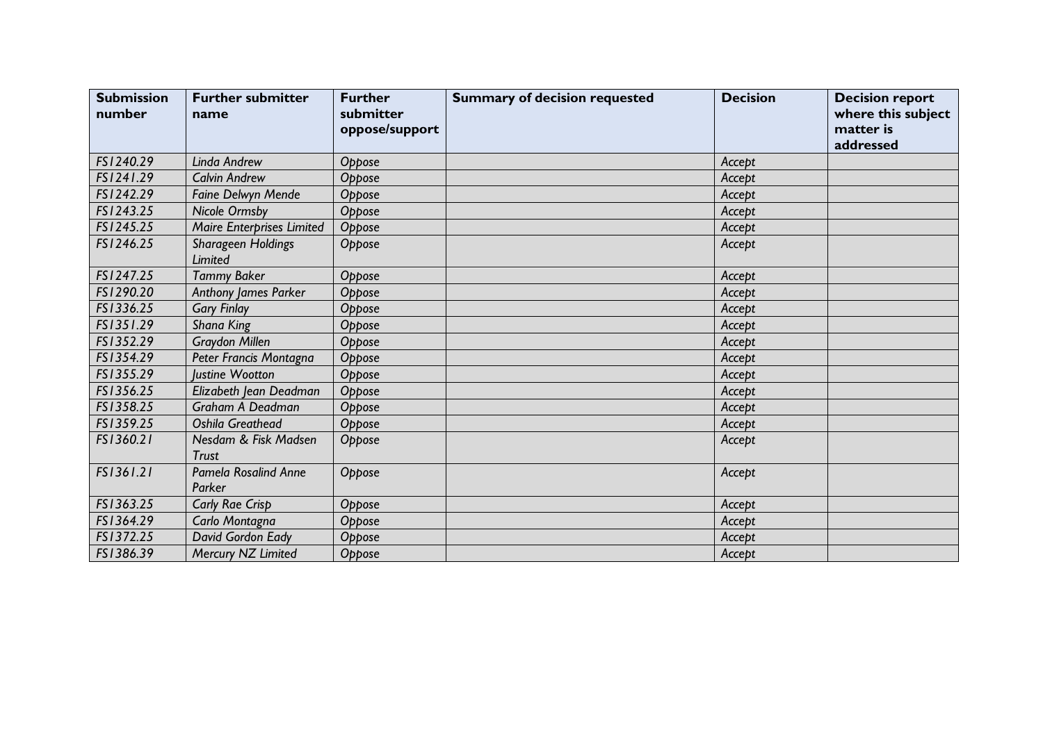| Submission number | Further submitter name | Further submitter oppose/support | Summary of decision requested | Decision | Decision report where this subject matter is addressed |
|---|---|---|---|---|---|
| *FS1240.29* | *Linda Andrew* | *Oppose* | | *Accept* | |
| *FS1241.29* | *Calvin Andrew* | *Oppose* | | *Accept* | |
| *FS1242.29* | *Faine Delwyn Mende* | *Oppose* | | *Accept* | |
| *FS1243.25* | *Nicole Ormsby* | *Oppose* | | *Accept* | |
| *FS1245.25* | *Maire Enterprises Limited* | *Oppose* | | *Accept* | |
| *FS1246.25* | *Sharageen Holdings Limited* | *Oppose* | | *Accept* | |
| *FS1247.25* | *Tammy Baker* | *Oppose* | | *Accept* | |
| *FS1290.20* | *Anthony James Parker* | *Oppose* | | *Accept* | |
| *FS1336.25* | *Gary Finlay* | *Oppose* | | *Accept* | |
| *FS1351.29* | *Shana King* | *Oppose* | | *Accept* | |
| *FS1352.29* | *Graydon Millen* | *Oppose* | | *Accept* | |
| *FS1354.29* | *Peter Francis Montagna* | *Oppose* | | *Accept* | |
| *FS1355.29* | *Justine Wootton* | *Oppose* | | *Accept* | |
| *FS1356.25* | *Elizabeth Jean Deadman* | *Oppose* | | *Accept* | |
| *FS1358.25* | *Graham A Deadman* | *Oppose* | | *Accept* | |
| *FS1359.25* | *Oshila Greathead* | *Oppose* | | *Accept* | |
| *FS1360.21* | *Nesdam & Fisk Madsen Trust* | *Oppose* | | *Accept* | |
| *FS1361.21* | *Pamela Rosalind Anne Parker* | *Oppose* | | *Accept* | |
| *FS1363.25* | *Carly Rae Crisp* | *Oppose* | | *Accept* | |
| *FS1364.29* | *Carlo Montagna* | *Oppose* | | *Accept* | |
| *FS1372.25* | *David Gordon Eady* | *Oppose* | | *Accept* | |
| *FS1386.39* | *Mercury NZ Limited* | *Oppose* | | *Accept* | |